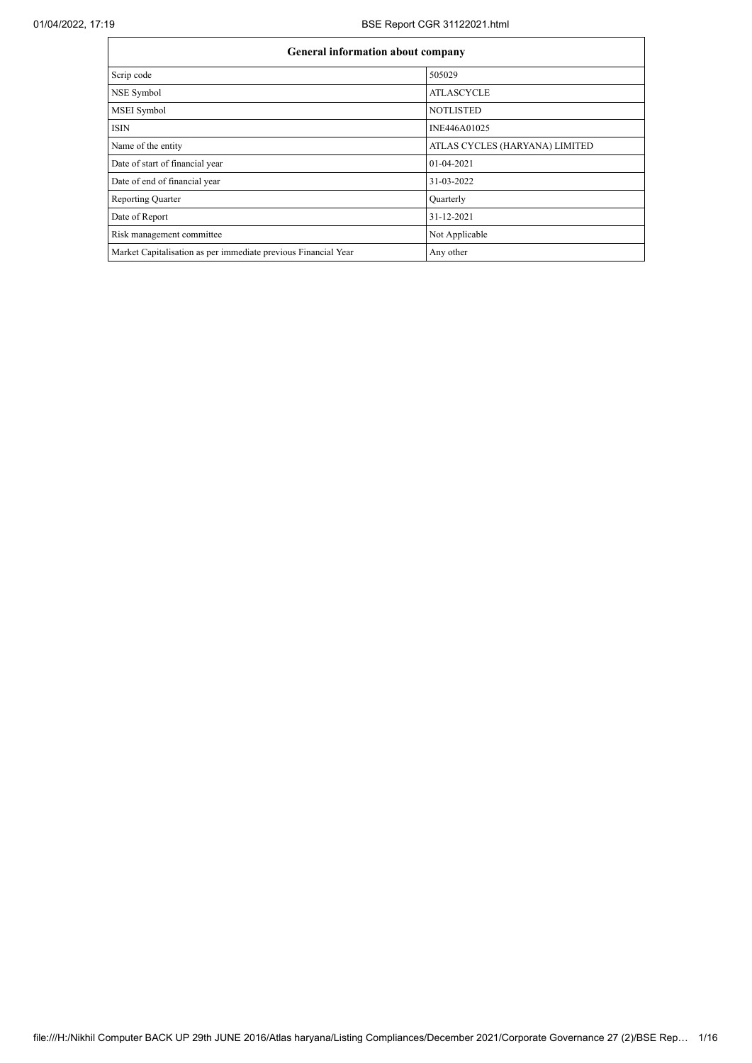| General information about company | |
|---|---|
| Scrip code | 505029 |
| NSE Symbol | ATLASCYCLE |
| MSEI Symbol | NOTLISTED |
| ISIN | INE446A01025 |
| Name of the entity | ATLAS CYCLES (HARYANA) LIMITED |
| Date of start of financial year | 01-04-2021 |
| Date of end of financial year | 31-03-2022 |
| Reporting Quarter | Quarterly |
| Date of Report | 31-12-2021 |
| Risk management committee | Not Applicable |
| Market Capitalisation as per immediate previous Financial Year | Any other |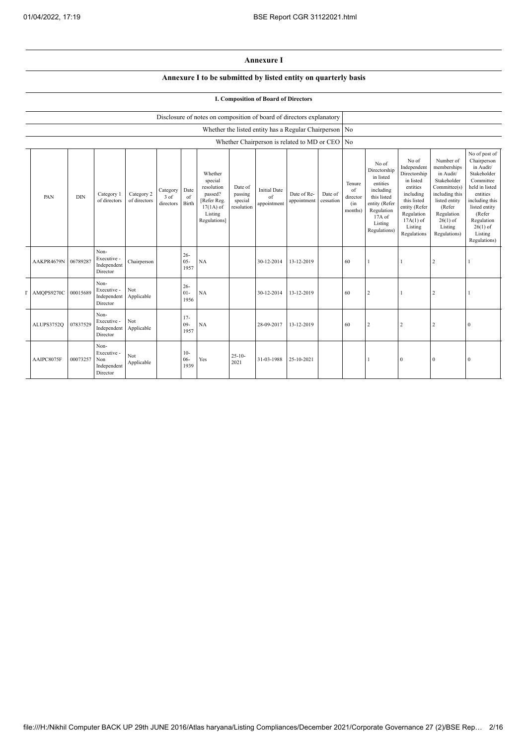## Annexure I

### Annexure I to be submitted by listed entity on quarterly basis

#### I. Composition of Board of Directors

| Disclosure of notes on composition of board of directors explanatory | |
|---|---|
| Whether the listed entity has a Regular Chairperson | No |
| Whether Chairperson is related to MD or CEO | No |

| PAN | DIN | Category 1 of directors | Category 2 of directors | Category 3 of directors | Date of Birth | Whether special resolution passed? [Refer Reg. 17(1A) of Listing Regulations] | Date of passing special resolution | Initial Date of appointment | Date of Re-appointment | Date of cessation | Tenure of director (in months) | No of Directorship in listed entities including this listed entity (Refer Regulation 17A of Listing Regulations) | No of Independent Directorship in listed entities including this listed entity (Refer Regulation 17A(1) of Listing Regulations | Number of memberships in Audit/ Stakeholder Committee(s) including this listed entity (Refer Regulation 26(1) of Listing Regulations) | No of post of Chairperson in Audit/ Stakeholder Committee held in listed entities including this listed entity (Refer Regulation 26(1) of Listing Regulations) |
|---|---|---|---|---|---|---|---|---|---|---|---|---|---|---|---|
| AAKPR4679N | 06789287 | Non-Executive - Independent Director | Chairperson | | 26-05-1957 | NA | | 30-12-2014 | 13-12-2019 | | 60 | 1 | 1 | 2 | 1 |
| AMQPS9270C | 00015689 | Non-Executive - Independent Director | Not Applicable | | 26-01-1956 | NA | | 30-12-2014 | 13-12-2019 | | 60 | 2 | 1 | 2 | 1 |
| ALUPS3752Q | 07837529 | Non-Executive - Independent Director | Not Applicable | | 17-09-1957 | NA | | 28-09-2017 | 13-12-2019 | | 60 | 2 | 2 | 2 | 0 |
| AAIPC8075F | 00073257 | Non-Executive - Non Independent Director | Not Applicable | | 10-06-1939 | Yes | 25-10-2021 | 31-03-1988 | 25-10-2021 | | | 1 | 0 | 0 | 0 |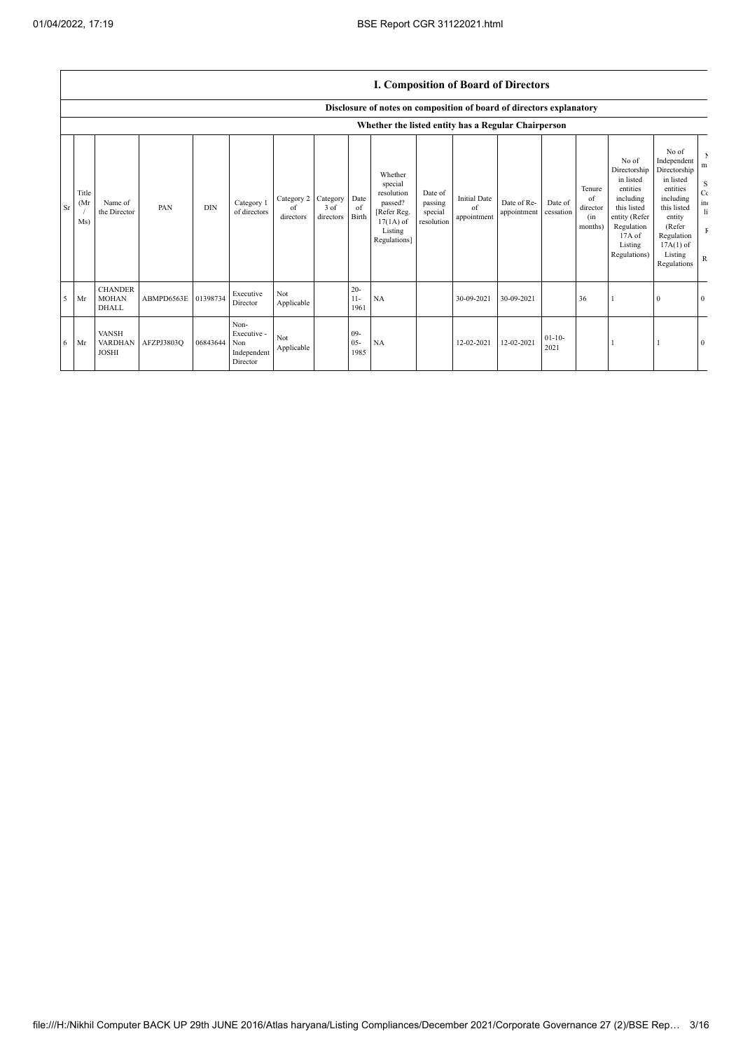## I. Composition of Board of Directors

### Disclosure of notes on composition of board of directors explanatory

### Whether the listed entity has a Regular Chairperson

| Sr | Title (Mr / Ms) | Name of the Director | PAN | DIN | Category 1 of directors | Category 2 of directors | Category 3 of directors | Date of Birth | Whether special resolution passed? [Refer Reg. 17(1A) of Listing Regulations] | Date of passing special resolution | Initial Date of appointment | Date of Re-appointment | Date of cessation | Tenure of director (in months) | No of Directorship in listed entities including this listed entity (Refer Regulation 17A of Listing Regulations) | No of Independent Directorship in listed entities including this listed entity (Refer Regulation 17A(1) of Listing Regulations | N m S Co in li F R |
|---|---|---|---|---|---|---|---|---|---|---|---|---|---|---|---|---|---|
| 5 | Mr | CHANDER MOHAN DHALL | ABMPD6563E | 01398734 | Executive Director | Not Applicable | | 20-11-1961 | NA | | 30-09-2021 | 30-09-2021 | | 36 | 1 | 0 | 0 |
| 6 | Mr | VANSH VARDHAN JOSHI | AFZPJ3803Q | 06843644 | Non-Executive - Non Independent Director | Not Applicable | | 09-05-1985 | NA | | 12-02-2021 | 12-02-2021 | 01-10-2021 | | 1 | 1 | 0 |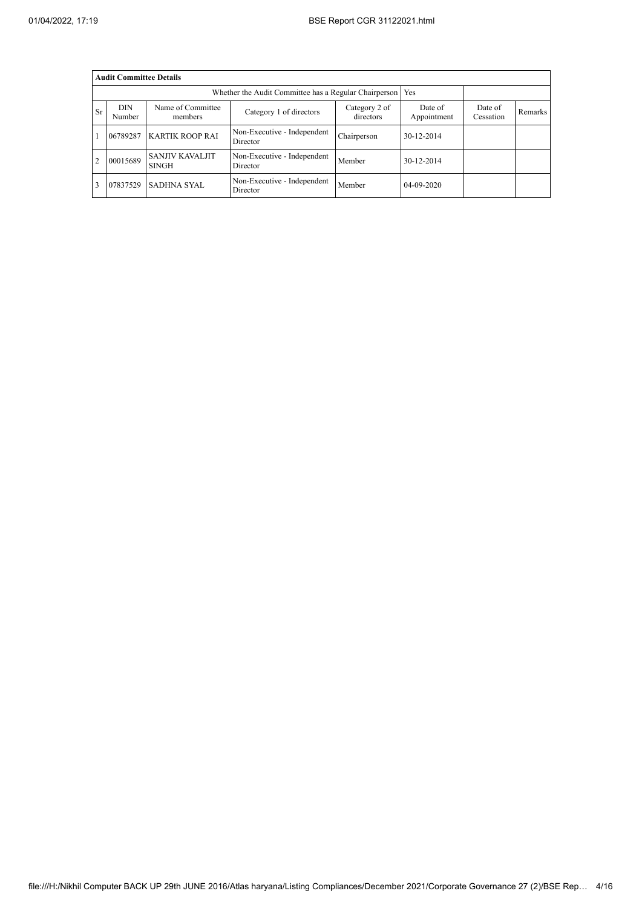| Audit Committee Details | | | | | | | |
|---|---|---|---|---|---|---|---|
| Whether the Audit Committee has a Regular Chairperson | | | | | Yes | | |
| Sr | DIN Number | Name of Committee members | Category 1 of directors | Category 2 of directors | Date of Appointment | Date of Cessation | Remarks |
| 1 | 06789287 | KARTIK ROOP RAI | Non-Executive - Independent Director | Chairperson | 30-12-2014 | | |
| 2 | 00015689 | SANJIV KAVALJIT SINGH | Non-Executive - Independent Director | Member | 30-12-2014 | | |
| 3 | 07837529 | SADHNA SYAL | Non-Executive - Independent Director | Member | 04-09-2020 | | |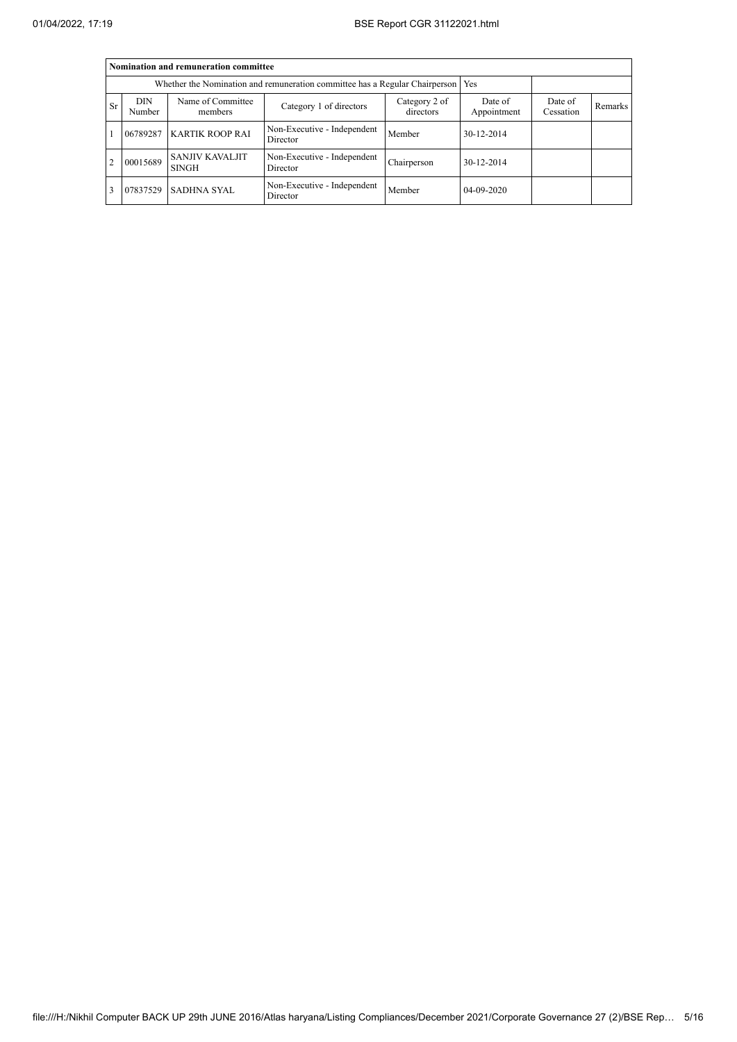| Nomination and remuneration committee | | | | | | | |
|---|---|---|---|---|---|---|---|
| Whether the Nomination and remuneration committee has a Regular Chairperson | | | | | Yes | | |
| Sr | DIN Number | Name of Committee members | Category 1 of directors | Category 2 of directors | Date of Appointment | Date of Cessation | Remarks |
| 1 | 06789287 | KARTIK ROOP RAI | Non-Executive - Independent Director | Member | 30-12-2014 | | |
| 2 | 00015689 | SANJIV KAVALJIT SINGH | Non-Executive - Independent Director | Chairperson | 30-12-2014 | | |
| 3 | 07837529 | SADHNA SYAL | Non-Executive - Independent Director | Member | 04-09-2020 | | |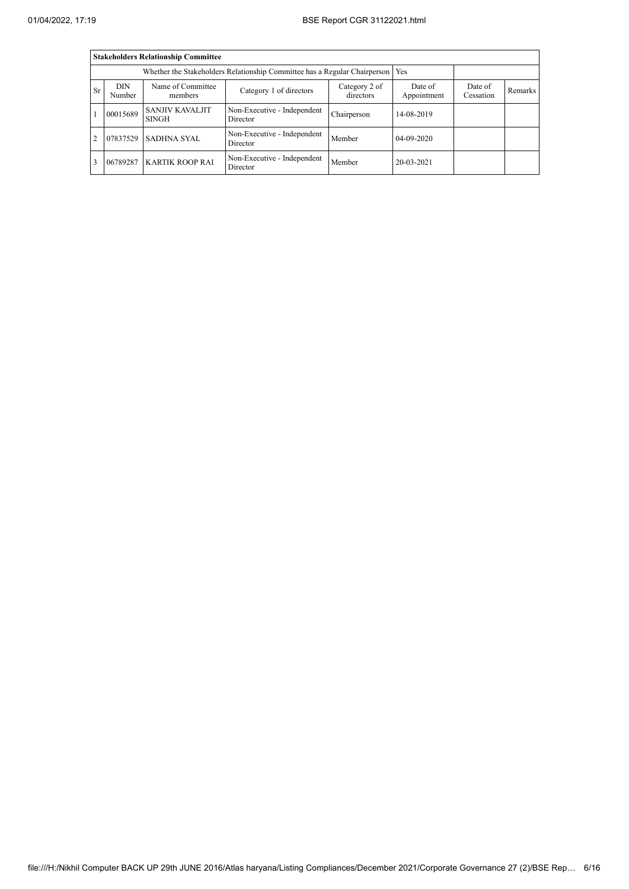| **Stakeholders Relationship Committee** | | | | | | | |
|---|---|---|---|---|---|---|---|
| Whether the Stakeholders Relationship Committee has a Regular Chairperson | | | | | Yes | | |
| Sr | DIN Number | Name of Committee members | Category 1 of directors | Category 2 of directors | Date of Appointment | Date of Cessation | Remarks |
| 1 | 00015689 | SANJIV KAVALJIT SINGH | Non-Executive - Independent Director | Chairperson | 14-08-2019 | | |
| 2 | 07837529 | SADHNA SYAL | Non-Executive - Independent Director | Member | 04-09-2020 | | |
| 3 | 06789287 | KARTIK ROOP RAI | Non-Executive - Independent Director | Member | 20-03-2021 | | |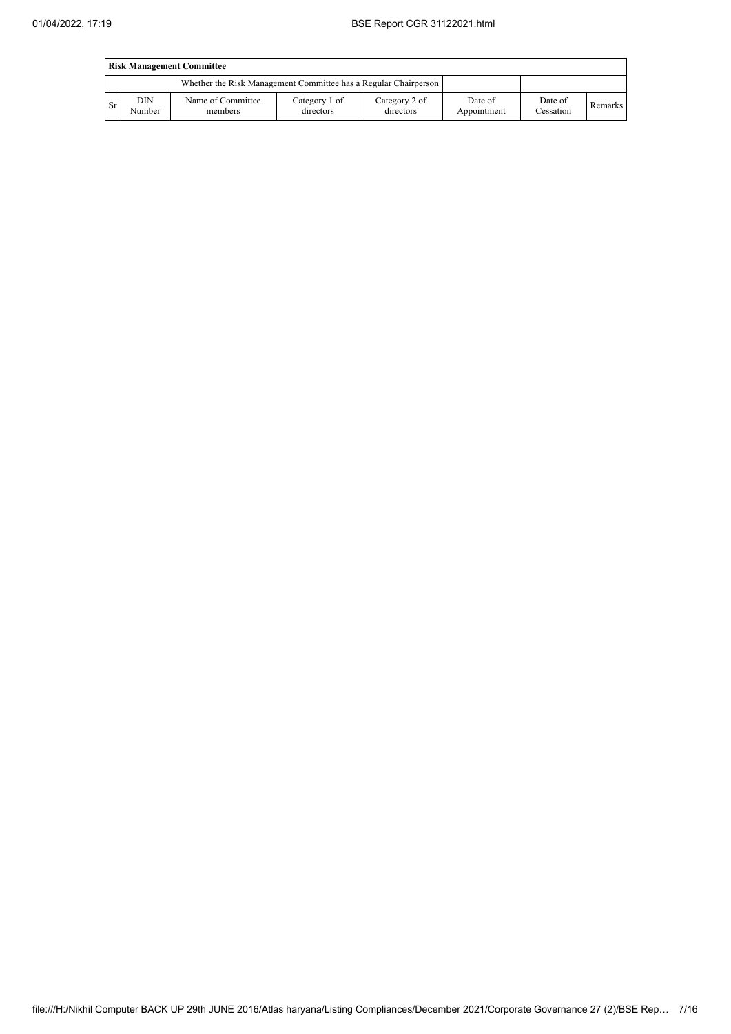| Risk Management Committee | | | | | | | |
|---|---|---|---|---|---|---|---|
| Whether the Risk Management Committee has a Regular Chairperson | | | | | | | |
| Sr | DIN Number | Name of Committee members | Category 1 of directors | Category 2 of directors | Date of Appointment | Date of Cessation | Remarks |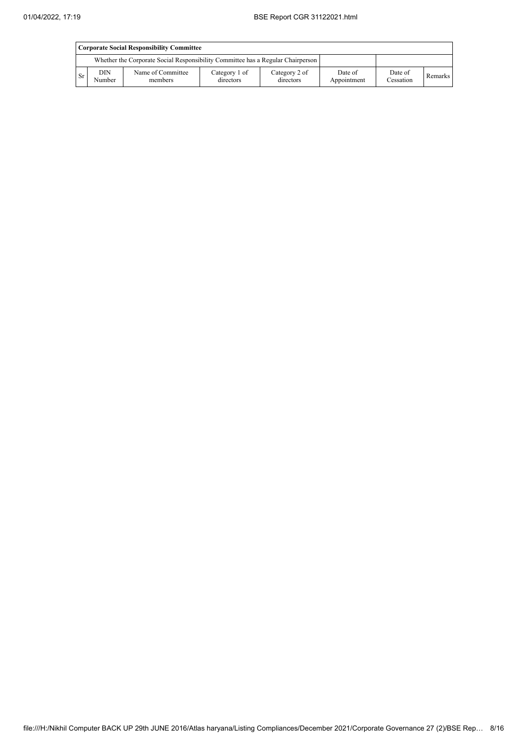| Corporate Social Responsibility Committee | | | | | | | |
|---|---|---|---|---|---|---|---|
| Whether the Corporate Social Responsibility Committee has a Regular Chairperson | | | | | | | |
| Sr | DIN Number | Name of Committee members | Category 1 of directors | Category 2 of directors | Date of Appointment | Date of Cessation | Remarks |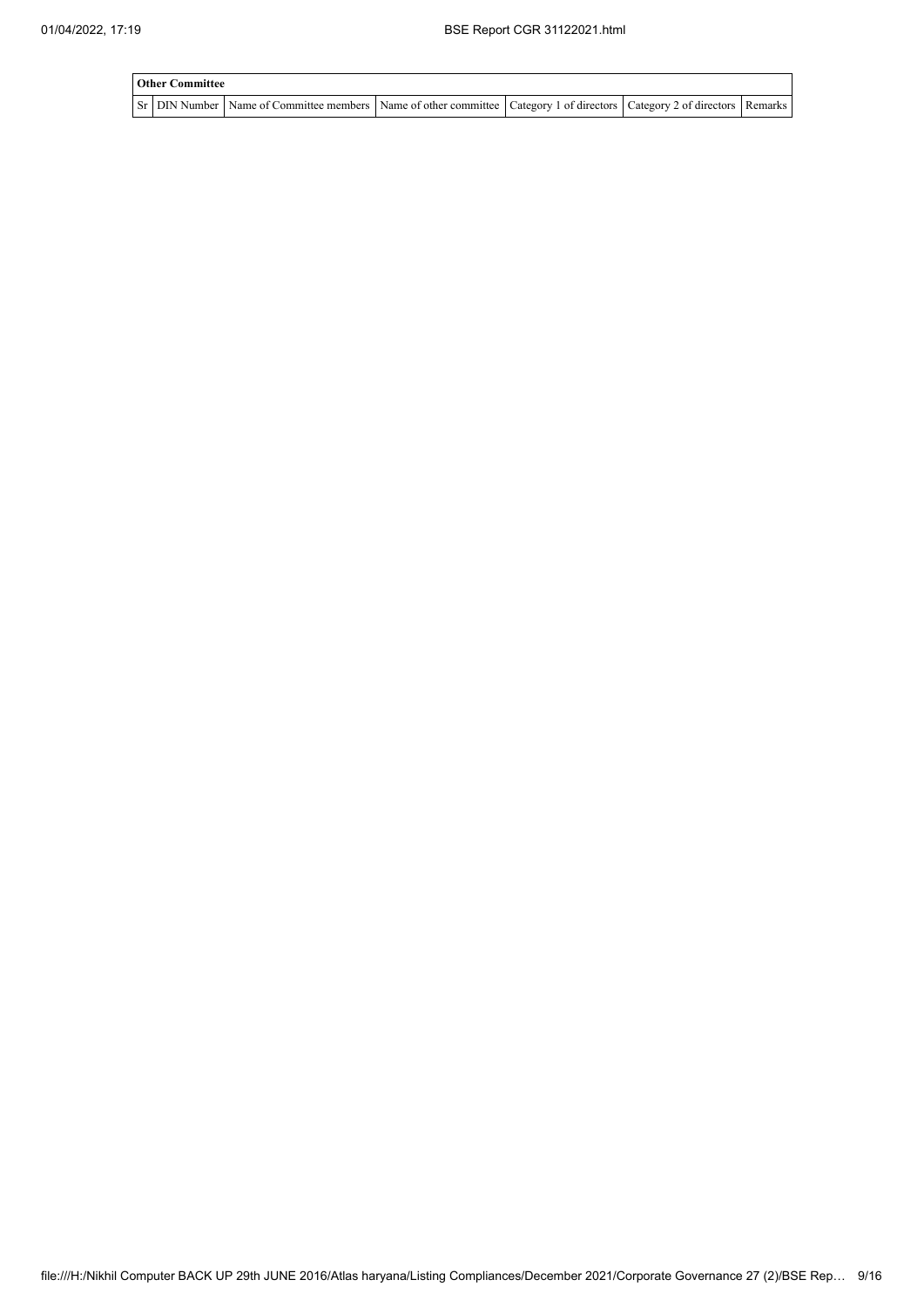| Other Committee | | | | | | |
|---|---|---|---|---|---|---|
| Sr | DIN Number | Name of Committee members | Name of other committee | Category 1 of directors | Category 2 of directors | Remarks |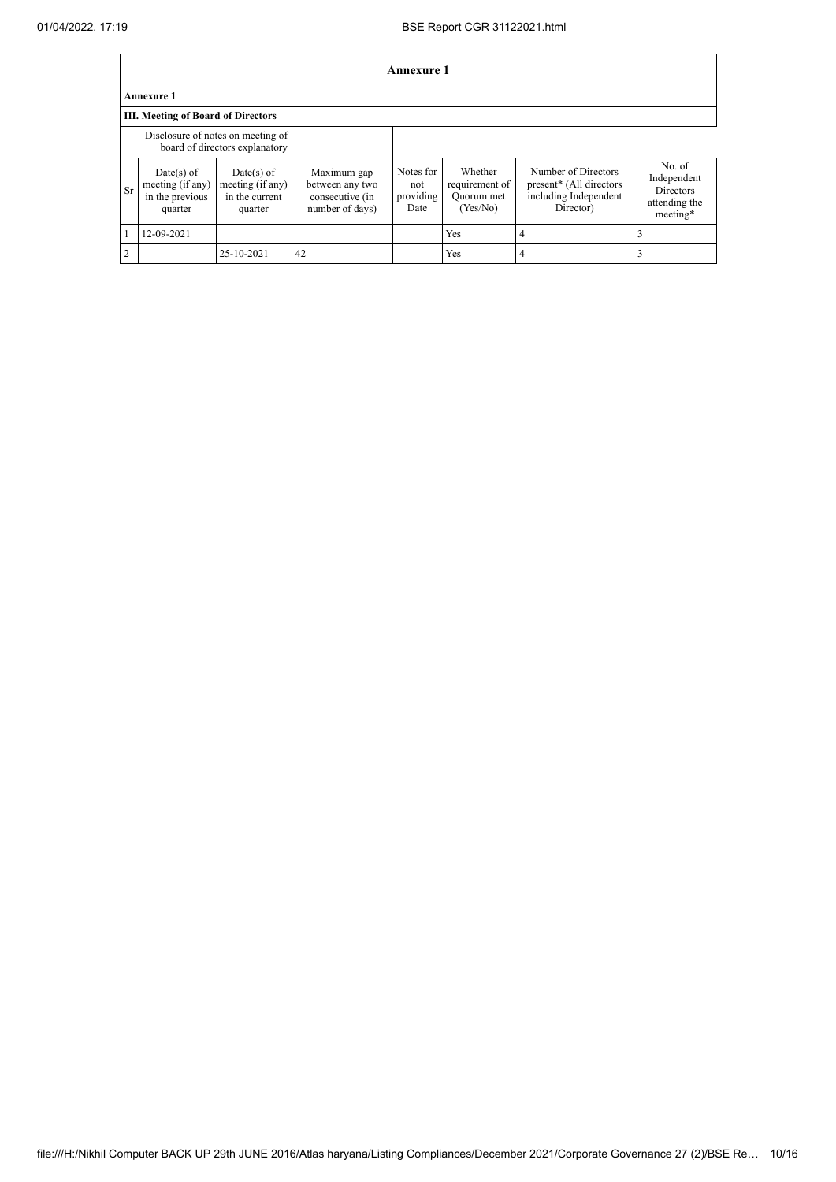# Annexure 1

## Annexure 1

### III. Meeting of Board of Directors

| | Disclosure of notes on meeting of board of directors explanatory | | | | | | |
|---|---|---|---|---|---|---|---|
| Sr | Date(s) of meeting (if any) in the previous quarter | Date(s) of meeting (if any) in the current quarter | Maximum gap between any two consecutive (in number of days) | Notes for not providing Date | Whether requirement of Quorum met (Yes/No) | Number of Directors present* (All directors including Independent Director) | No. of Independent Directors attending the meeting* |
| 1 | 12-09-2021 | | | | Yes | 4 | 3 |
| 2 | | 25-10-2021 | 42 | | Yes | 4 | 3 |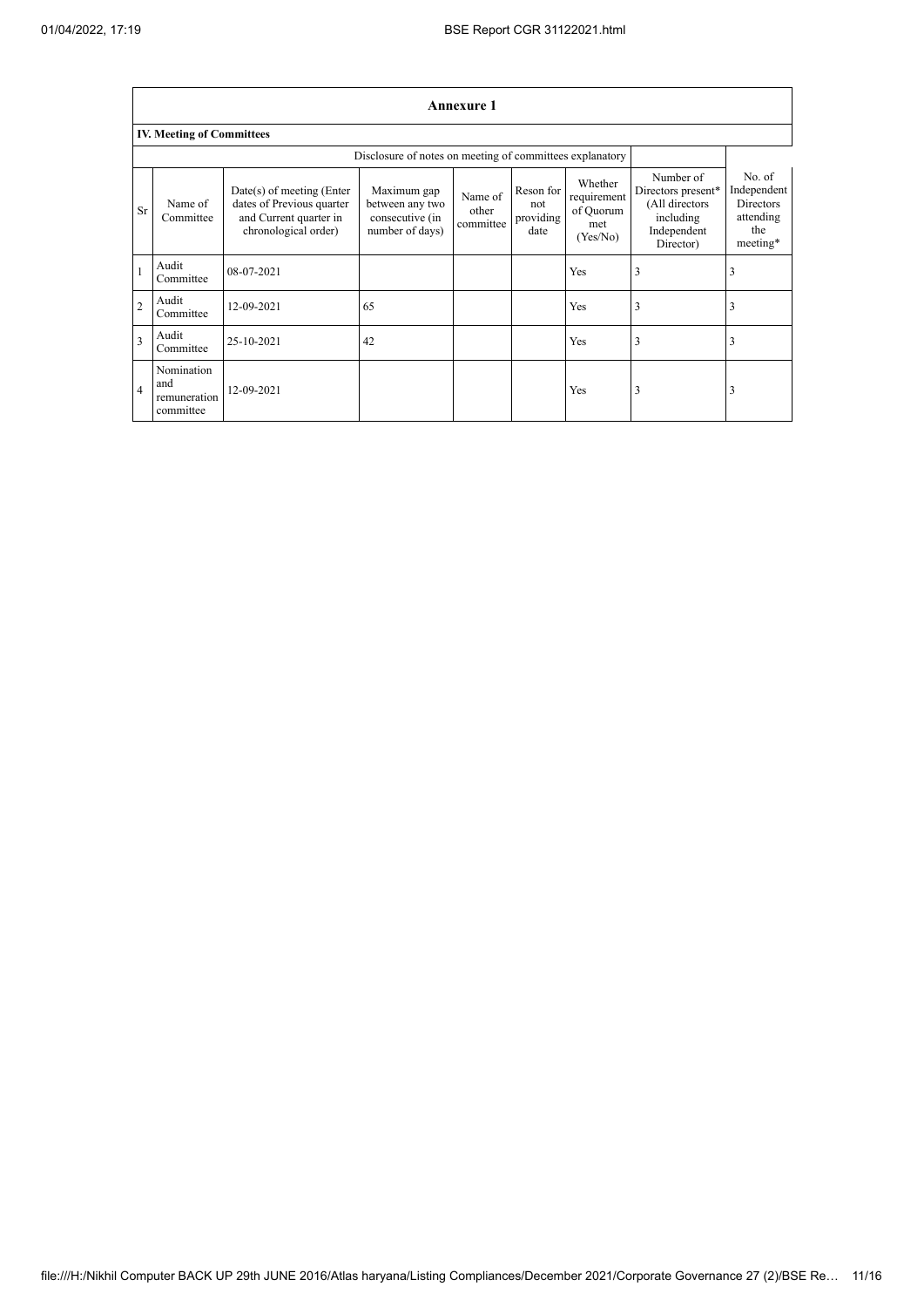## Annexure 1

### IV. Meeting of Committees

| | | | Disclosure of notes on meeting of committees explanatory | | | | | |
|---|---|---|---|---|---|---|---|---|
| Sr | Name of Committee | Date(s) of meeting (Enter dates of Previous quarter and Current quarter in chronological order) | Maximum gap between any two consecutive (in number of days) | Name of other committee | Reson for not providing date | Whether requirement of Quorum met (Yes/No) | Number of Directors present* (All directors including Independent Director) | No. of Independent Directors attending the meeting* |
| 1 | Audit Committee | 08-07-2021 | | | | Yes | 3 | 3 |
| 2 | Audit Committee | 12-09-2021 | 65 | | | Yes | 3 | 3 |
| 3 | Audit Committee | 25-10-2021 | 42 | | | Yes | 3 | 3 |
| 4 | Nomination and remuneration committee | 12-09-2021 | | | | Yes | 3 | 3 |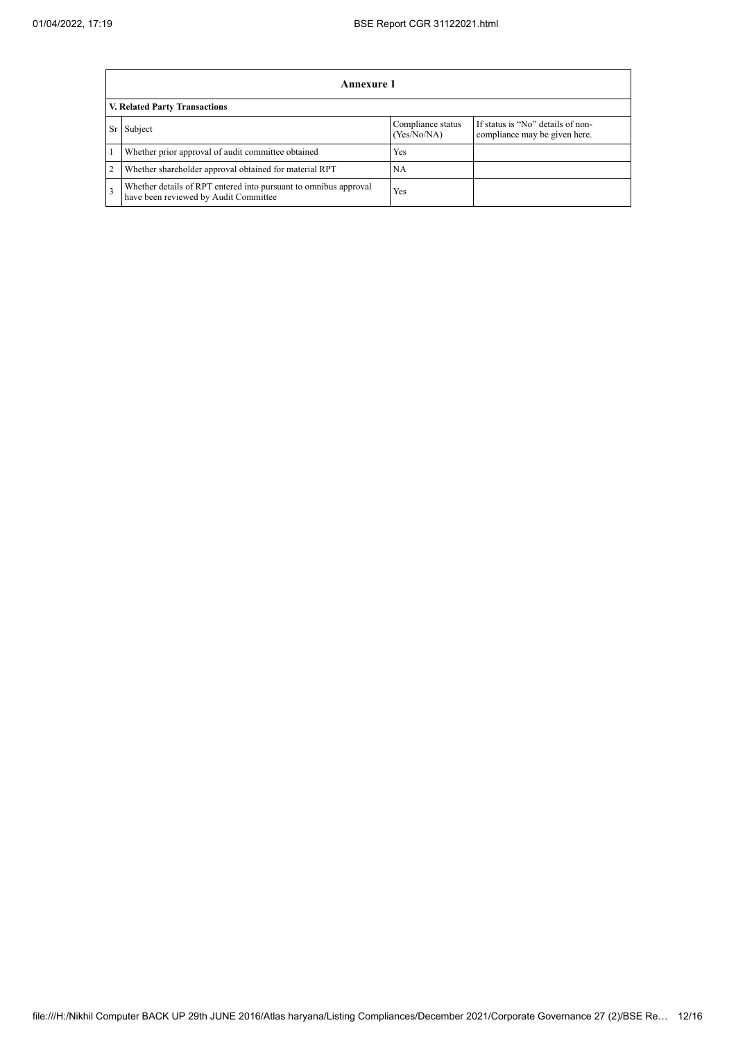| Annexure 1 | | | |
|---|---|---|---|
| **V. Related Party Transactions** | | | |
| Sr | Subject | Compliance status (Yes/No/NA) | If status is "No" details of non-compliance may be given here. |
| 1 | Whether prior approval of audit committee obtained | Yes | |
| 2 | Whether shareholder approval obtained for material RPT | NA | |
| 3 | Whether details of RPT entered into pursuant to omnibus approval have been reviewed by Audit Committee | Yes | |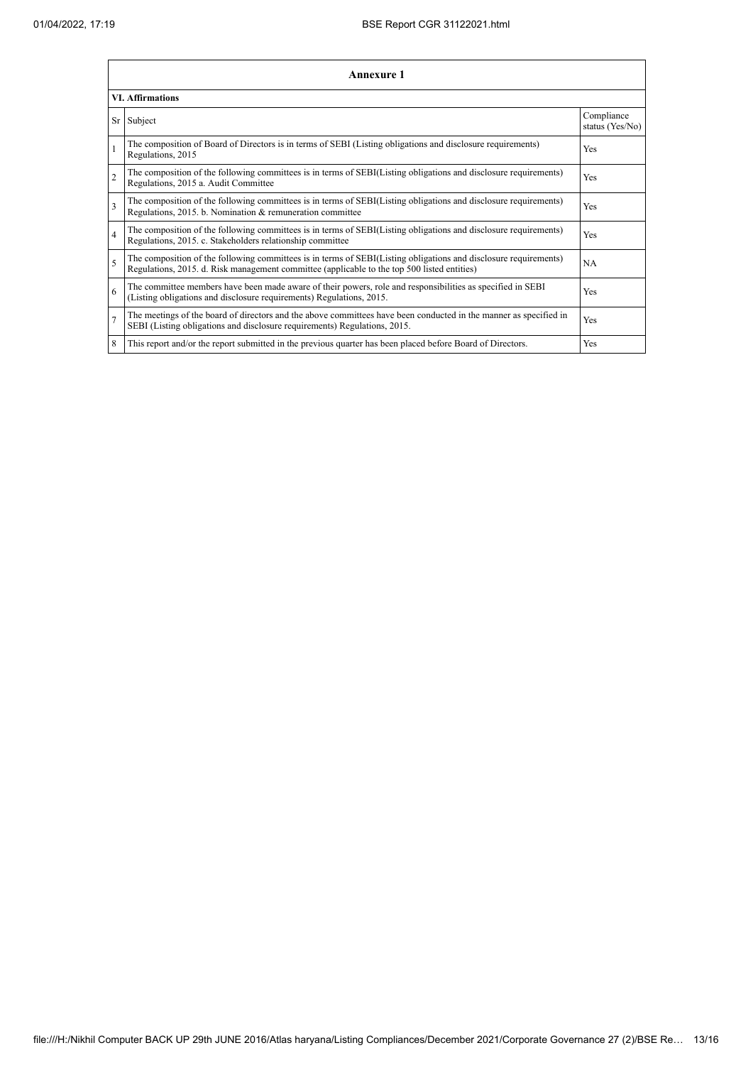| Annexure 1 | | |
|---|---|---|
| **VI. Affirmations** | | |
| Sr | Subject | Compliance status (Yes/No) |
| 1 | The composition of Board of Directors is in terms of SEBI (Listing obligations and disclosure requirements) Regulations, 2015 | Yes |
| 2 | The composition of the following committees is in terms of SEBI(Listing obligations and disclosure requirements) Regulations, 2015 a. Audit Committee | Yes |
| 3 | The composition of the following committees is in terms of SEBI(Listing obligations and disclosure requirements) Regulations, 2015. b. Nomination & remuneration committee | Yes |
| 4 | The composition of the following committees is in terms of SEBI(Listing obligations and disclosure requirements) Regulations, 2015. c. Stakeholders relationship committee | Yes |
| 5 | The composition of the following committees is in terms of SEBI(Listing obligations and disclosure requirements) Regulations, 2015. d. Risk management committee (applicable to the top 500 listed entities) | NA |
| 6 | The committee members have been made aware of their powers, role and responsibilities as specified in SEBI (Listing obligations and disclosure requirements) Regulations, 2015. | Yes |
| 7 | The meetings of the board of directors and the above committees have been conducted in the manner as specified in SEBI (Listing obligations and disclosure requirements) Regulations, 2015. | Yes |
| 8 | This report and/or the report submitted in the previous quarter has been placed before Board of Directors. | Yes |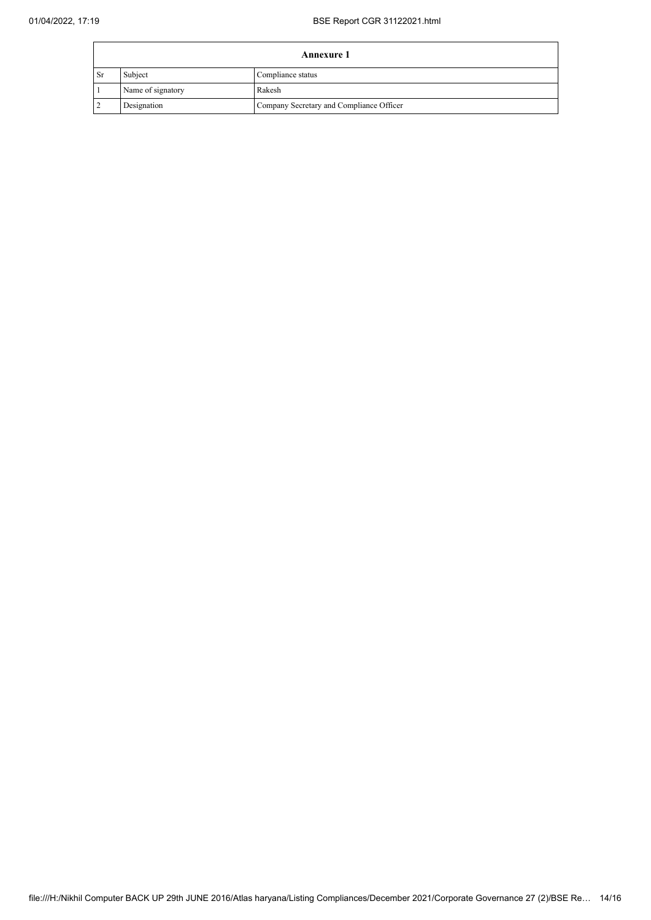| Annexure 1 | | |
|---|---|---|
| Sr | Subject | Compliance status |
| 1 | Name of signatory | Rakesh |
| 2 | Designation | Company Secretary and Compliance Officer |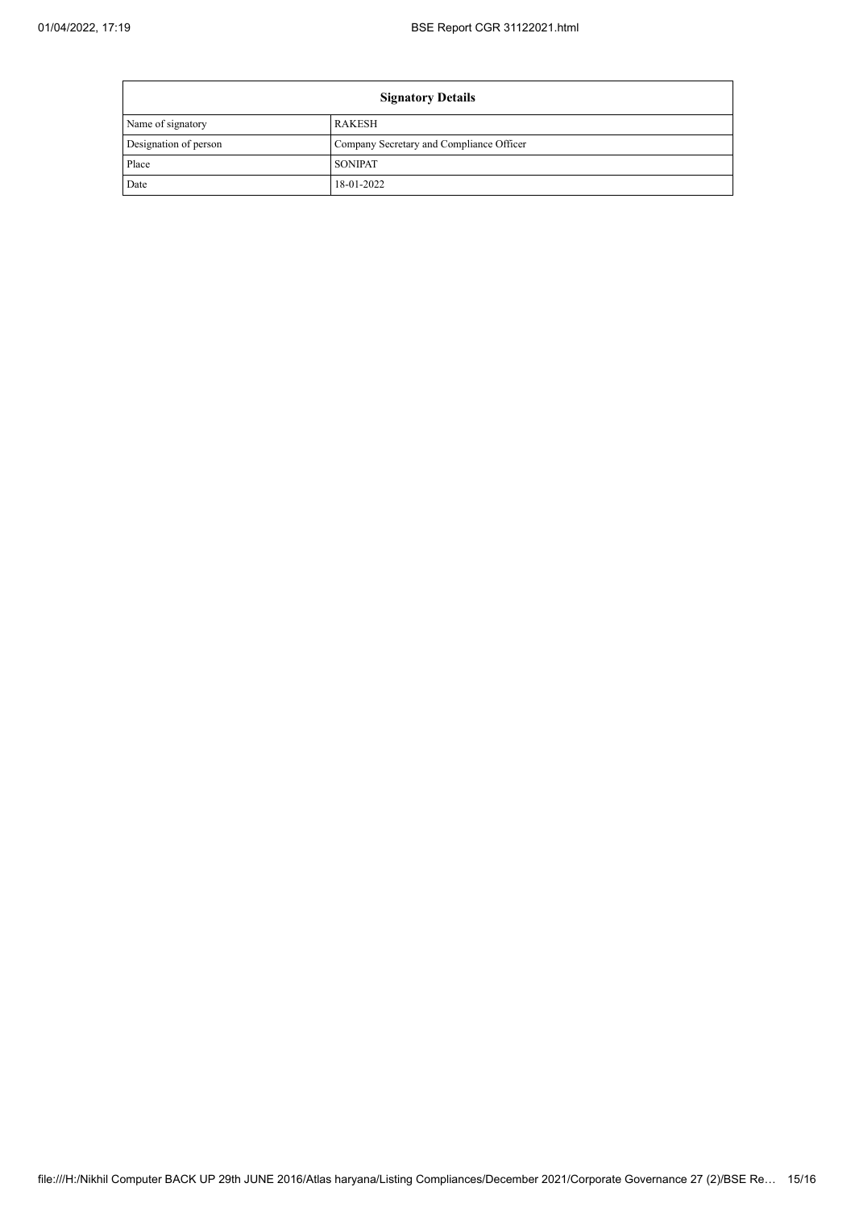| Signatory Details | |
|---|---|
| Name of signatory | RAKESH |
| Designation of person | Company Secretary and Compliance Officer |
| Place | SONIPAT |
| Date | 18-01-2022 |